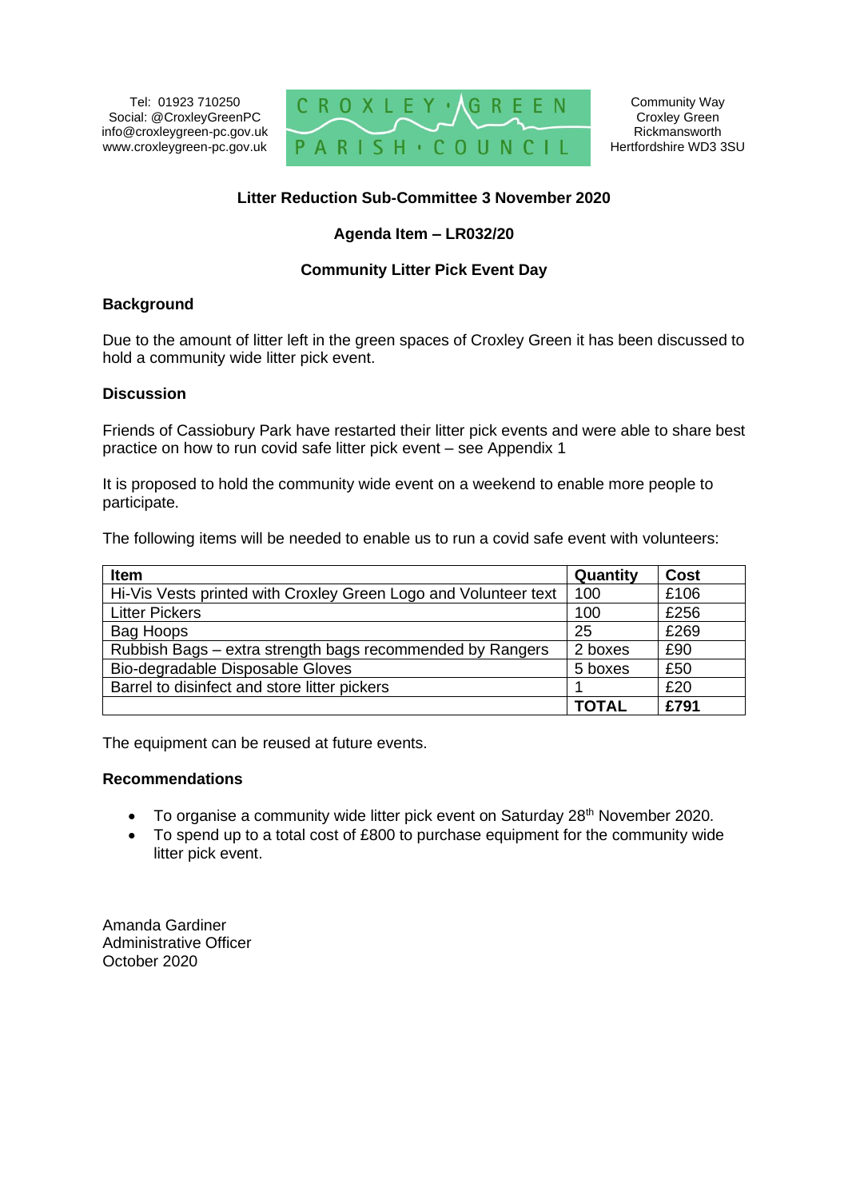Tel: 01923 710250
Social: @CroxleyGreenPC
info@croxleygreen-pc.gov.uk
www.croxleygreen-pc.gov.uk

CROXLEY GREEN PARISH COUNCIL

Community Way
Croxley Green
Rickmansworth
Hertfordshire WD3 3SU

**Litter Reduction Sub-Committee 3 November 2020**

**Agenda Item – LR032/20**

**Community Litter Pick Event Day**

**Background**

Due to the amount of litter left in the green spaces of Croxley Green it has been discussed to hold a community wide litter pick event.

**Discussion**

Friends of Cassiobury Park have restarted their litter pick events and were able to share best practice on how to run covid safe litter pick event – see Appendix 1

It is proposed to hold the community wide event on a weekend to enable more people to participate.

The following items will be needed to enable us to run a covid safe event with volunteers:

| Item | Quantity | Cost |
|---|---|---|
| Hi-Vis Vests printed with Croxley Green Logo and Volunteer text | 100 | £106 |
| Litter Pickers | 100 | £256 |
| Bag Hoops | 25 | £269 |
| Rubbish Bags – extra strength bags recommended by Rangers | 2 boxes | £90 |
| Bio-degradable Disposable Gloves | 5 boxes | £50 |
| Barrel to disinfect and store litter pickers | 1 | £20 |
| | **TOTAL** | **£791** |

The equipment can be reused at future events.

**Recommendations**

- To organise a community wide litter pick event on Saturday 28th November 2020.
- To spend up to a total cost of £800 to purchase equipment for the community wide litter pick event.

Amanda Gardiner
Administrative Officer
October 2020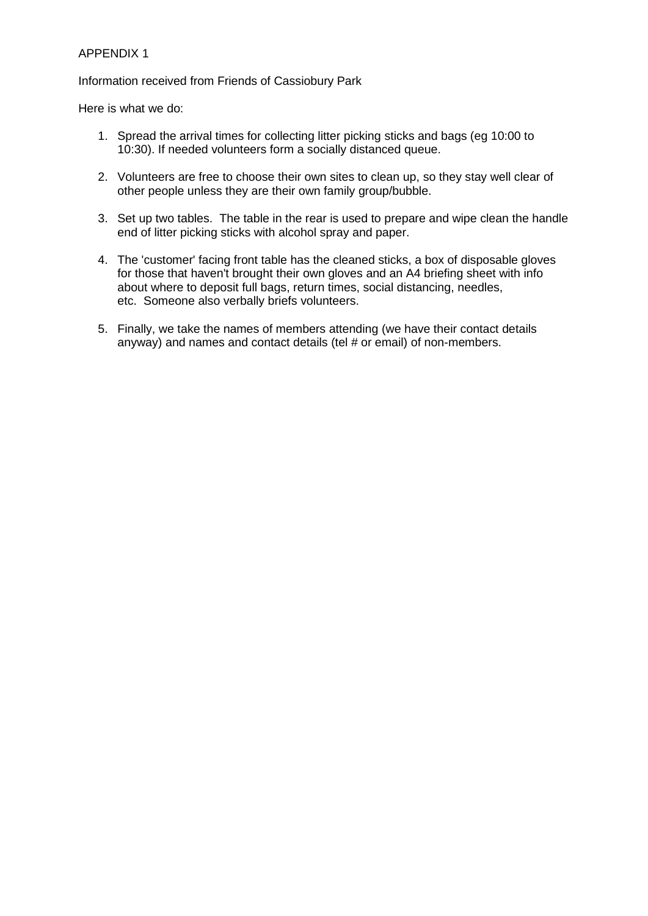APPENDIX 1

Information received from Friends of Cassiobury Park

Here is what we do:

1. Spread the arrival times for collecting litter picking sticks and bags (eg 10:00 to 10:30). If needed volunteers form a socially distanced queue.

2. Volunteers are free to choose their own sites to clean up, so they stay well clear of other people unless they are their own family group/bubble.

3. Set up two tables. The table in the rear is used to prepare and wipe clean the handle end of litter picking sticks with alcohol spray and paper.

4. The 'customer' facing front table has the cleaned sticks, a box of disposable gloves for those that haven't brought their own gloves and an A4 briefing sheet with info about where to deposit full bags, return times, social distancing, needles, etc. Someone also verbally briefs volunteers.

5. Finally, we take the names of members attending (we have their contact details anyway) and names and contact details (tel # or email) of non-members.